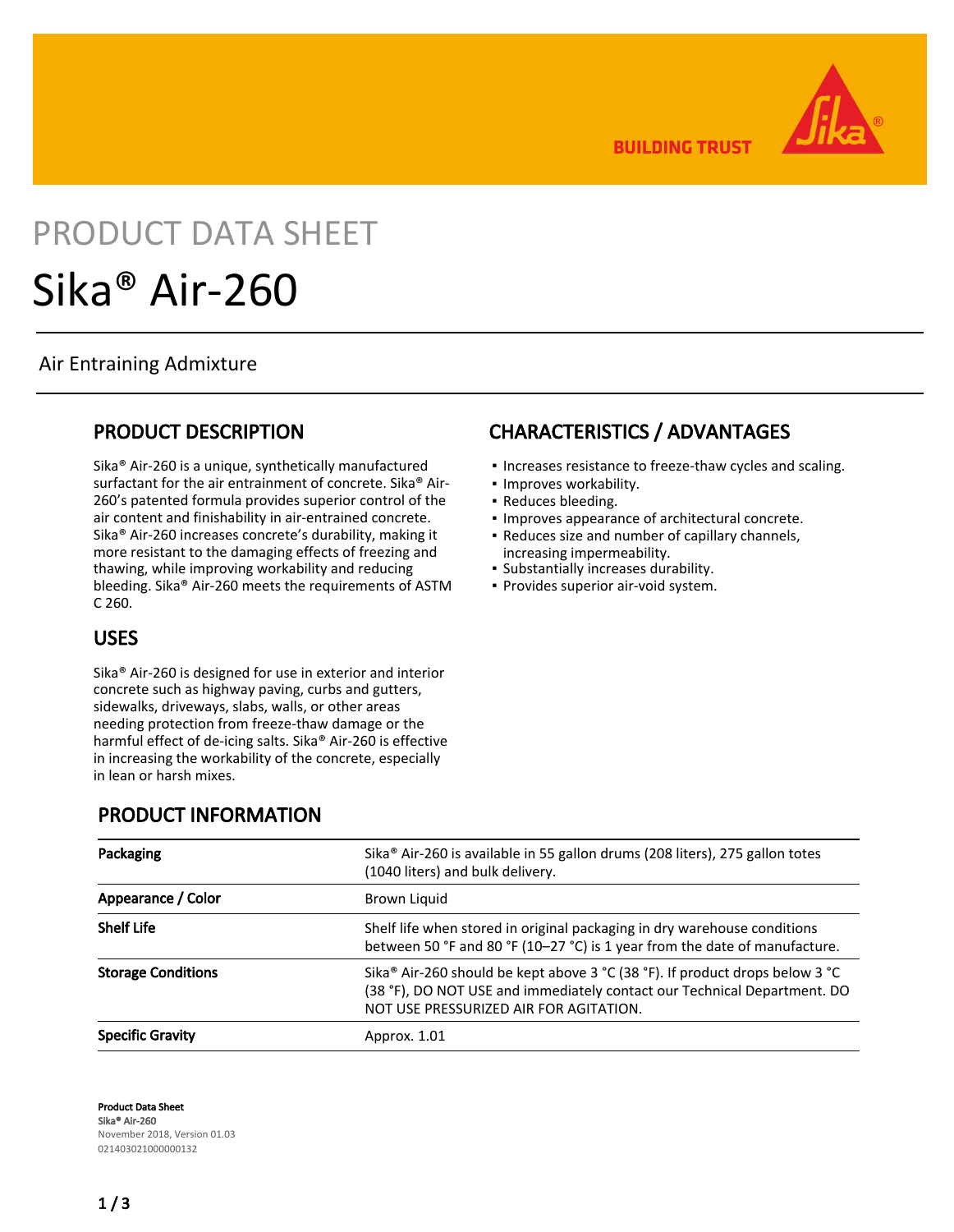BUILDING TRUST

PRODUCT DATA SHEET

# Sika® Air-260

Air Entraining Admixture

## PRODUCT DESCRIPTION

Sika® Air-260 is a unique, synthetically manufactured surfactant for the air entrainment of concrete. Sika® Air-260's patented formula provides superior control of the air content and finishability in air-entrained concrete. Sika® Air-260 increases concrete's durability, making it more resistant to the damaging effects of freezing and thawing, while improving workability and reducing bleeding. Sika® Air-260 meets the requirements of ASTM C 260.

## USES

Sika® Air-260 is designed for use in exterior and interior concrete such as highway paving, curbs and gutters, sidewalks, driveways, slabs, walls, or other areas needing protection from freeze-thaw damage or the harmful effect of de-icing salts. Sika® Air-260 is effective in increasing the workability of the concrete, especially in lean or harsh mixes.

## CHARACTERISTICS / ADVANTAGES

- Increases resistance to freeze-thaw cycles and scaling.
- Improves workability.
- Reduces bleeding.
- Improves appearance of architectural concrete.
- Reduces size and number of capillary channels, increasing impermeability.
- Substantially increases durability.
- Provides superior air-void system.

## PRODUCT INFORMATION

| | |
|---|---|
| **Packaging** | Sika® Air-260 is available in 55 gallon drums (208 liters), 275 gallon totes (1040 liters) and bulk delivery. |
| **Appearance / Color** | Brown Liquid |
| **Shelf Life** | Shelf life when stored in original packaging in dry warehouse conditions between 50 °F and 80 °F (10–27 °C) is 1 year from the date of manufacture. |
| **Storage Conditions** | Sika® Air-260 should be kept above 3 °C (38 °F). If product drops below 3 °C (38 °F), DO NOT USE and immediately contact our Technical Department. DO NOT USE PRESSURIZED AIR FOR AGITATION. |
| **Specific Gravity** | Approx. 1.01 |

**Product Data Sheet**
**Sika® Air-260**
November 2018, Version 01.03
021403021000000132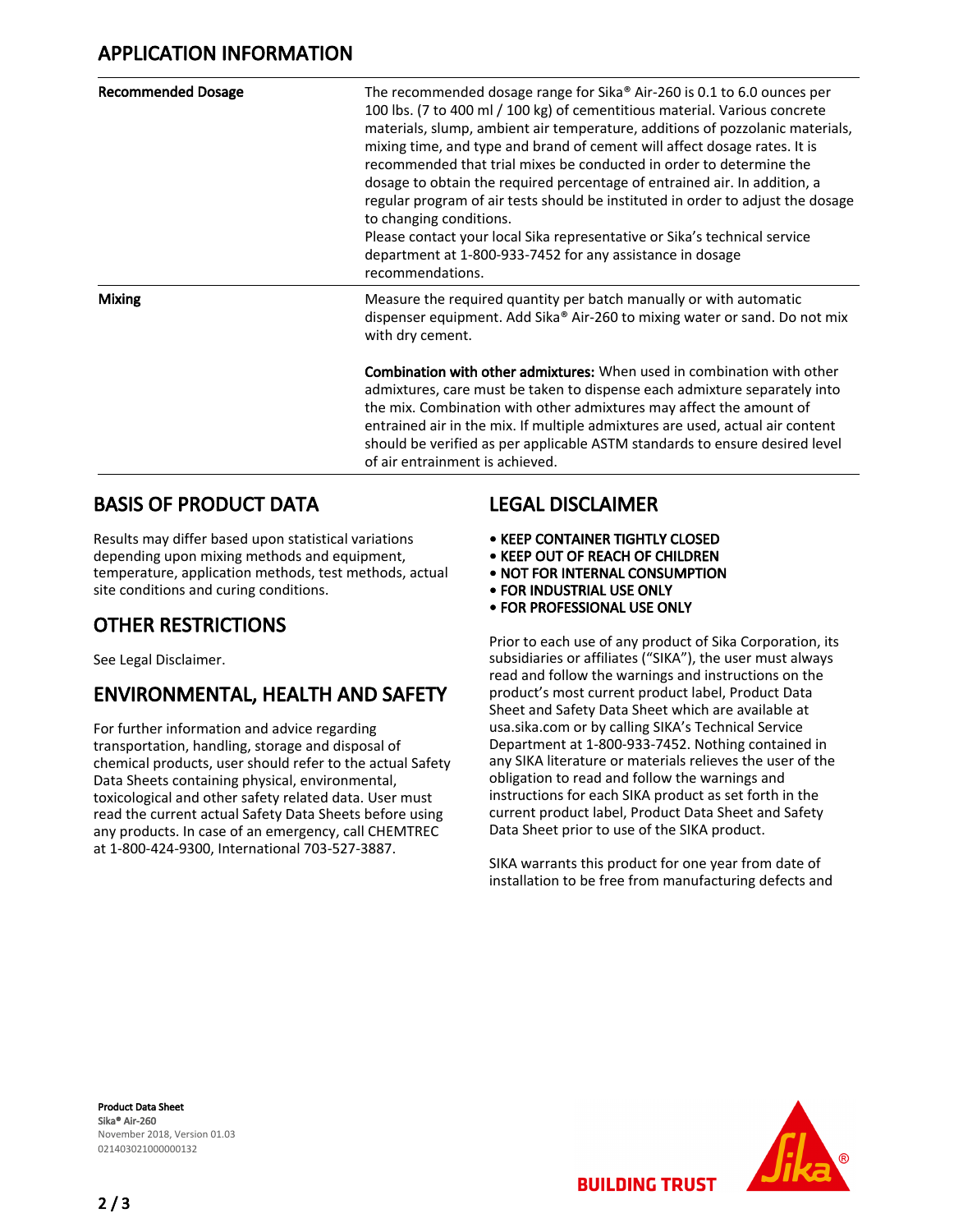## APPLICATION INFORMATION

| | |
|---|---|
| **Recommended Dosage** | The recommended dosage range for Sika® Air-260 is 0.1 to 6.0 ounces per 100 lbs. (7 to 400 ml / 100 kg) of cementitious material. Various concrete materials, slump, ambient air temperature, additions of pozzolanic materials, mixing time, and type and brand of cement will affect dosage rates. It is recommended that trial mixes be conducted in order to determine the dosage to obtain the required percentage of entrained air. In addition, a regular program of air tests should be instituted in order to adjust the dosage to changing conditions. Please contact your local Sika representative or Sika's technical service department at 1-800-933-7452 for any assistance in dosage recommendations. |
| **Mixing** | Measure the required quantity per batch manually or with automatic dispenser equipment. Add Sika® Air-260 to mixing water or sand. Do not mix with dry cement. **Combination with other admixtures:** When used in combination with other admixtures, care must be taken to dispense each admixture separately into the mix. Combination with other admixtures may affect the amount of entrained air in the mix. If multiple admixtures are used, actual air content should be verified as per applicable ASTM standards to ensure desired level of air entrainment is achieved. |

## BASIS OF PRODUCT DATA

Results may differ based upon statistical variations depending upon mixing methods and equipment, temperature, application methods, test methods, actual site conditions and curing conditions.

## OTHER RESTRICTIONS

See Legal Disclaimer.

## ENVIRONMENTAL, HEALTH AND SAFETY

For further information and advice regarding transportation, handling, storage and disposal of chemical products, user should refer to the actual Safety Data Sheets containing physical, environmental, toxicological and other safety related data. User must read the current actual Safety Data Sheets before using any products. In case of an emergency, call CHEMTREC at 1-800-424-9300, International 703-527-3887.

## LEGAL DISCLAIMER

- **KEEP CONTAINER TIGHTLY CLOSED**
- **KEEP OUT OF REACH OF CHILDREN**
- **NOT FOR INTERNAL CONSUMPTION**
- **FOR INDUSTRIAL USE ONLY**
- **FOR PROFESSIONAL USE ONLY**

Prior to each use of any product of Sika Corporation, its subsidiaries or affiliates ("SIKA"), the user must always read and follow the warnings and instructions on the product's most current product label, Product Data Sheet and Safety Data Sheet which are available at usa.sika.com or by calling SIKA's Technical Service Department at 1-800-933-7452. Nothing contained in any SIKA literature or materials relieves the user of the obligation to read and follow the warnings and instructions for each SIKA product as set forth in the current product label, Product Data Sheet and Safety Data Sheet prior to use of the SIKA product.

SIKA warrants this product for one year from date of installation to be free from manufacturing defects and

**Product Data Sheet**
**Sika® Air-260**
November 2018, Version 01.03
021403021000000132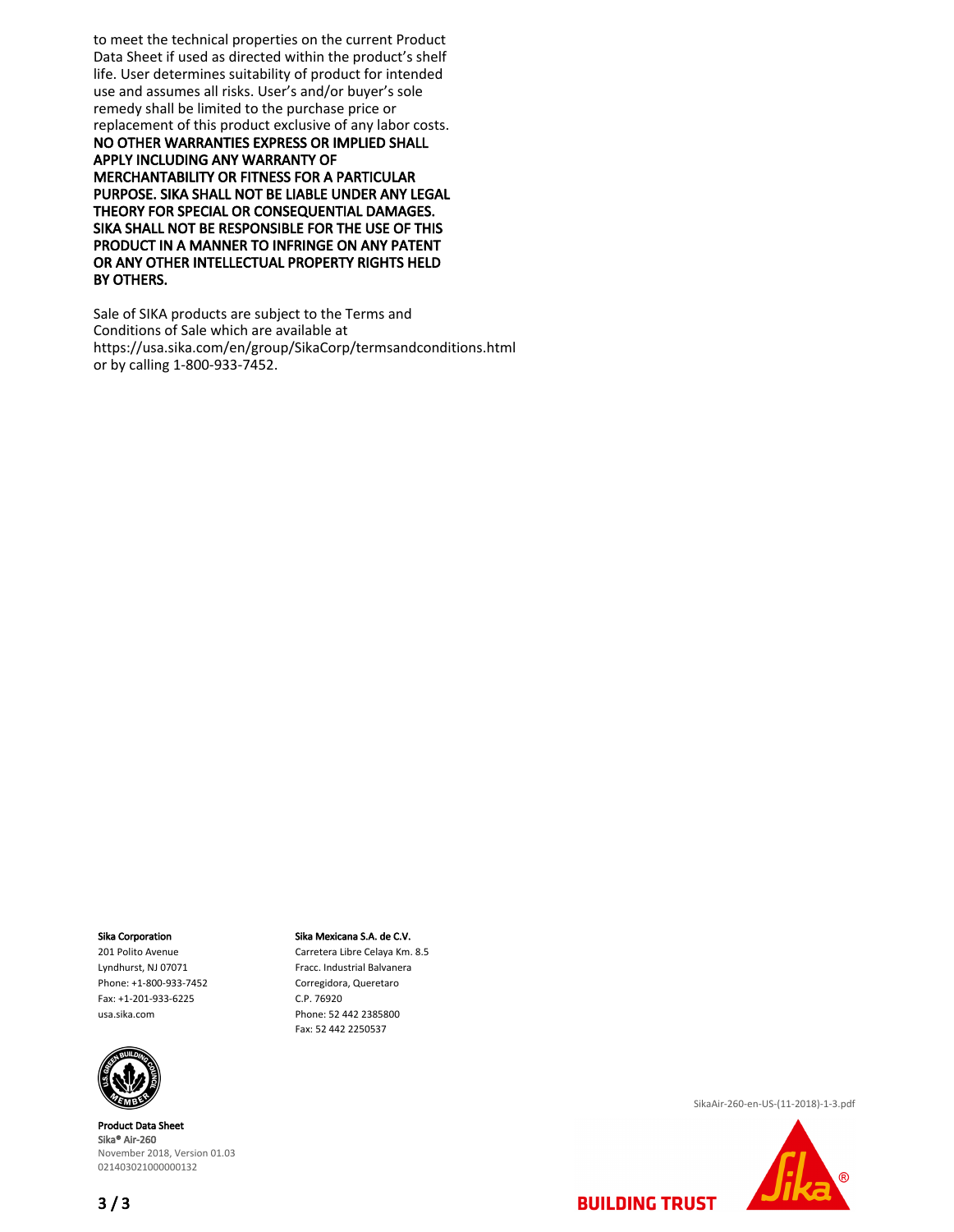to meet the technical properties on the current Product Data Sheet if used as directed within the product's shelf life. User determines suitability of product for intended use and assumes all risks. User's and/or buyer's sole remedy shall be limited to the purchase price or replacement of this product exclusive of any labor costs. **NO OTHER WARRANTIES EXPRESS OR IMPLIED SHALL APPLY INCLUDING ANY WARRANTY OF MERCHANTABILITY OR FITNESS FOR A PARTICULAR PURPOSE. SIKA SHALL NOT BE LIABLE UNDER ANY LEGAL THEORY FOR SPECIAL OR CONSEQUENTIAL DAMAGES. SIKA SHALL NOT BE RESPONSIBLE FOR THE USE OF THIS PRODUCT IN A MANNER TO INFRINGE ON ANY PATENT OR ANY OTHER INTELLECTUAL PROPERTY RIGHTS HELD BY OTHERS.**

Sale of SIKA products are subject to the Terms and Conditions of Sale which are available at https://usa.sika.com/en/group/SikaCorp/termsandconditions.html or by calling 1-800-933-7452.

**Sika Corporation**
201 Polito Avenue
Lyndhurst, NJ 07071
Phone: +1-800-933-7452
Fax: +1-201-933-6225
usa.sika.com

**Sika Mexicana S.A. de C.V.**
Carretera Libre Celaya Km. 8.5
Fracc. Industrial Balvanera
Corregidora, Queretaro
C.P. 76920
Phone: 52 442 2385800
Fax: 52 442 2250537

**Product Data Sheet**
**Sika® Air-260**
November 2018, Version 01.03
021403021000000132

SikaAir-260-en-US-(11-2018)-1-3.pdf

**BUILDING TRUST**